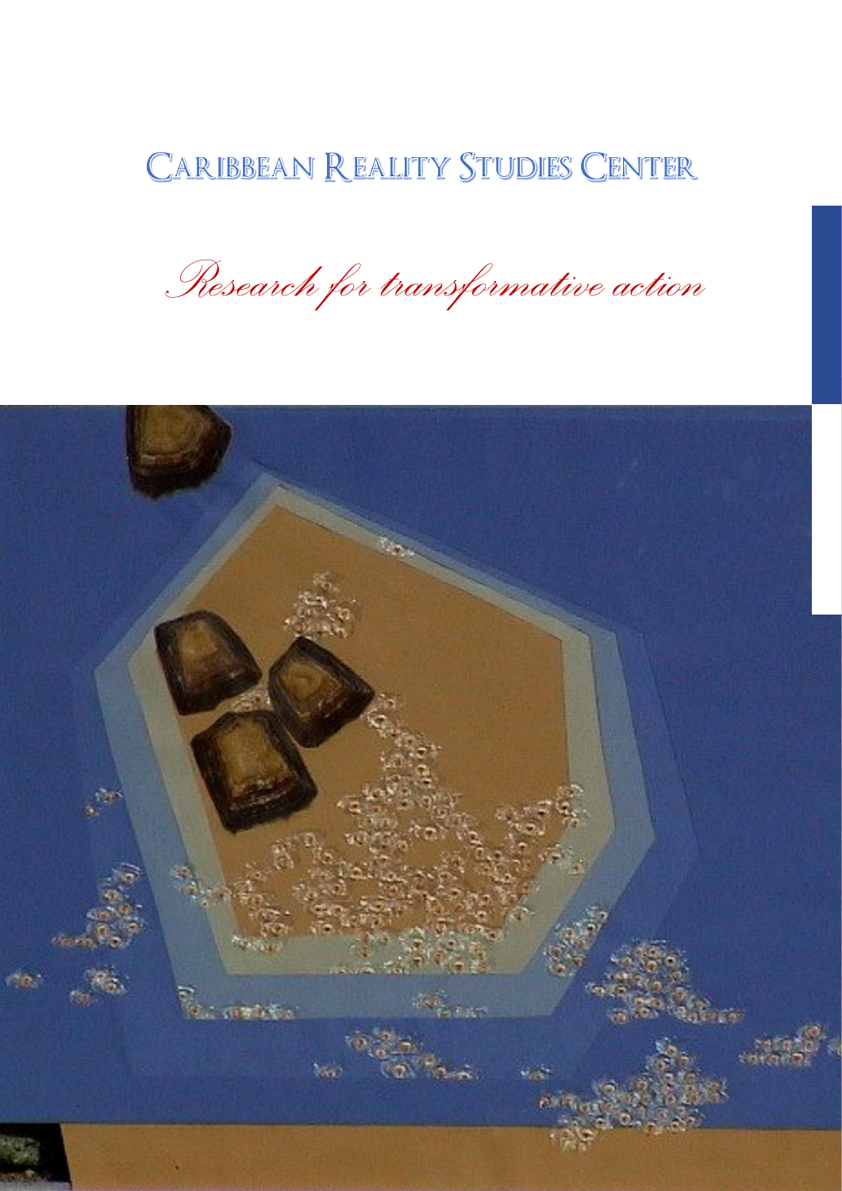# Caribbean Reality Studies Center

*Research for transformative action*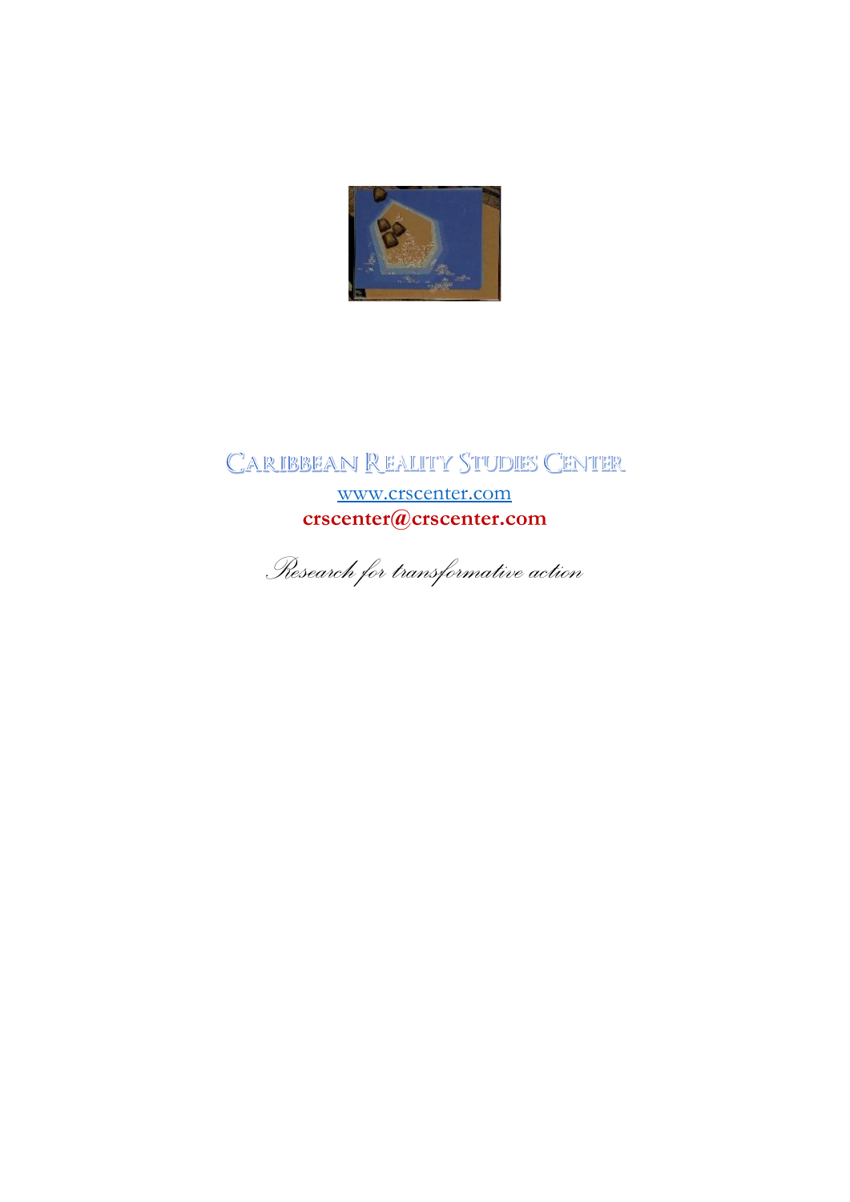# Caribbean Reality Studies Center

www.crscenter.com

**crscenter@crscenter.com**

*Research for transformative action*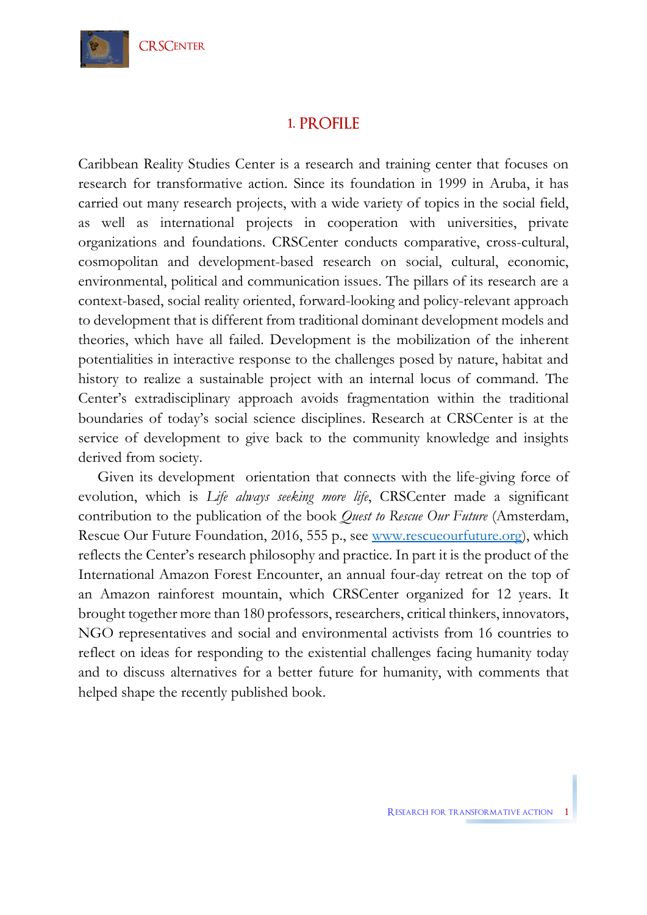# 1. PROFILE

Caribbean Reality Studies Center is a research and training center that focuses on research for transformative action. Since its foundation in 1999 in Aruba, it has carried out many research projects, with a wide variety of topics in the social field, as well as international projects in cooperation with universities, private organizations and foundations. CRSCenter conducts comparative, cross-cultural, cosmopolitan and development-based research on social, cultural, economic, environmental, political and communication issues. The pillars of its research are a context-based, social reality oriented, forward-looking and policy-relevant approach to development that is different from traditional dominant development models and theories, which have all failed. Development is the mobilization of the inherent potentialities in interactive response to the challenges posed by nature, habitat and history to realize a sustainable project with an internal locus of command. The Center's extradisciplinary approach avoids fragmentation within the traditional boundaries of today's social science disciplines. Research at CRSCenter is at the service of development to give back to the community knowledge and insights derived from society.

Given its development orientation that connects with the life-giving force of evolution, which is *Life always seeking more life*, CRSCenter made a significant contribution to the publication of the book *Quest to Rescue Our Future* (Amsterdam, Rescue Our Future Foundation, 2016, 555 p., see [www.rescueourfuture.org](http://www.rescueourfuture.org)), which reflects the Center's research philosophy and practice. In part it is the product of the International Amazon Forest Encounter, an annual four-day retreat on the top of an Amazon rainforest mountain, which CRSCenter organized for 12 years. It brought together more than 180 professors, researchers, critical thinkers, innovators, NGO representatives and social and environmental activists from 16 countries to reflect on ideas for responding to the existential challenges facing humanity today and to discuss alternatives for a better future for humanity, with comments that helped shape the recently published book.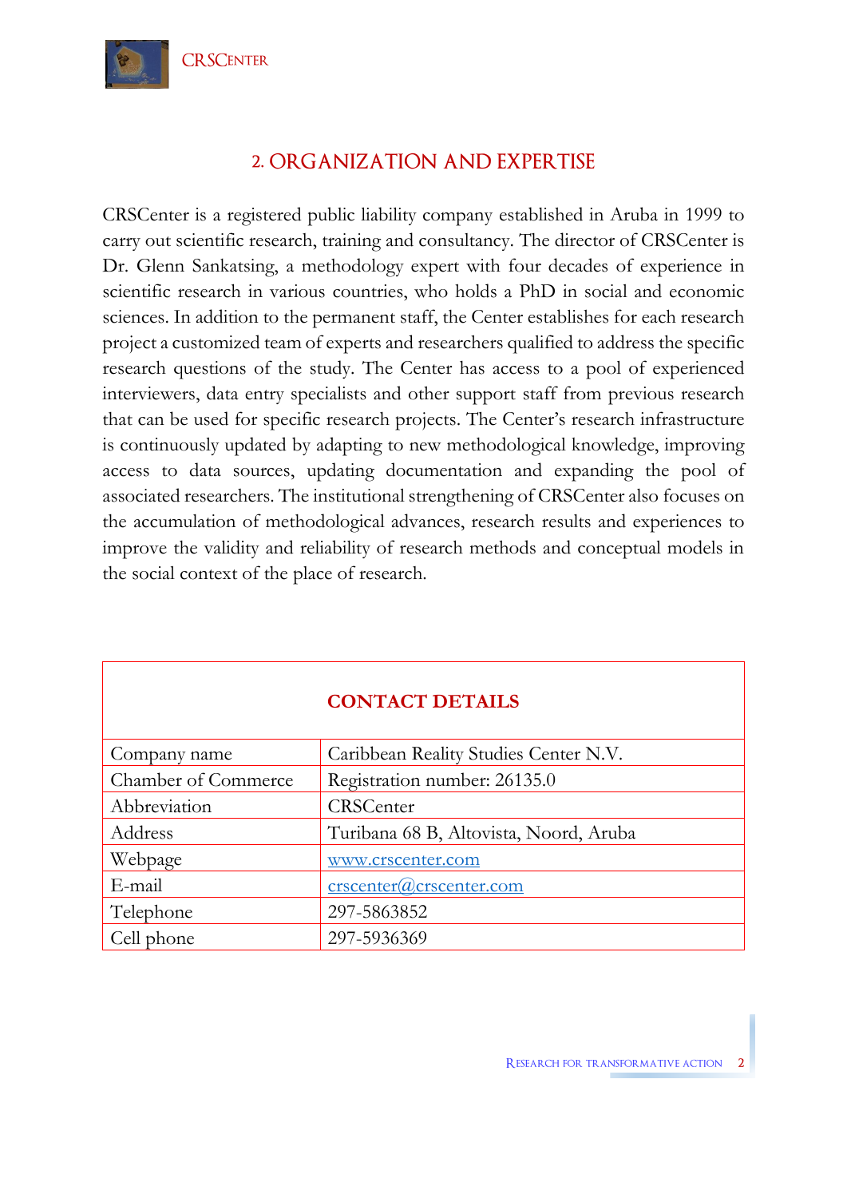## 2. ORGANIZATION AND EXPERTISE

CRSCenter is a registered public liability company established in Aruba in 1999 to carry out scientific research, training and consultancy. The director of CRSCenter is Dr. Glenn Sankatsing, a methodology expert with four decades of experience in scientific research in various countries, who holds a PhD in social and economic sciences. In addition to the permanent staff, the Center establishes for each research project a customized team of experts and researchers qualified to address the specific research questions of the study. The Center has access to a pool of experienced interviewers, data entry specialists and other support staff from previous research that can be used for specific research projects. The Center's research infrastructure is continuously updated by adapting to new methodological knowledge, improving access to data sources, updating documentation and expanding the pool of associated researchers. The institutional strengthening of CRSCenter also focuses on the accumulation of methodological advances, research results and experiences to improve the validity and reliability of research methods and conceptual models in the social context of the place of research.

| **CONTACT DETAILS** | |
|---|---|
| Company name | Caribbean Reality Studies Center N.V. |
| Chamber of Commerce | Registration number: 26135.0 |
| Abbreviation | CRSCenter |
| Address | Turibana 68 B, Altovista, Noord, Aruba |
| Webpage | www.crscenter.com |
| E-mail | crscenter@crscenter.com |
| Telephone | 297-5863852 |
| Cell phone | 297-5936369 |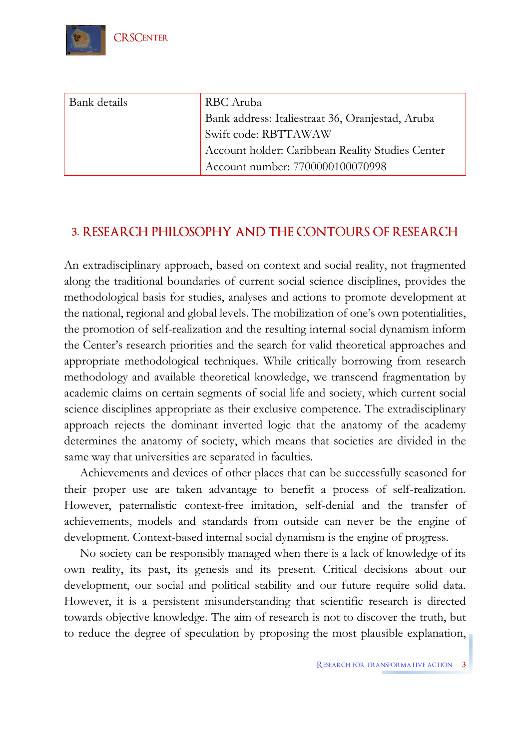| Bank details | RBC Aruba<br>Bank address: Italiestraat 36, Oranjestad, Aruba<br>Swift code: RBTTAWAW<br>Account holder: Caribbean Reality Studies Center<br>Account number: 7700000100070998 |
|---|---|

## 3. RESEARCH PHILOSOPHY AND THE CONTOURS OF RESEARCH

An extradisciplinary approach, based on context and social reality, not fragmented along the traditional boundaries of current social science disciplines, provides the methodological basis for studies, analyses and actions to promote development at the national, regional and global levels. The mobilization of one's own potentialities, the promotion of self-realization and the resulting internal social dynamism inform the Center's research priorities and the search for valid theoretical approaches and appropriate methodological techniques. While critically borrowing from research methodology and available theoretical knowledge, we transcend fragmentation by academic claims on certain segments of social life and society, which current social science disciplines appropriate as their exclusive competence. The extradisciplinary approach rejects the dominant inverted logic that the anatomy of the academy determines the anatomy of society, which means that societies are divided in the same way that universities are separated in faculties.

Achievements and devices of other places that can be successfully seasoned for their proper use are taken advantage to benefit a process of self-realization. However, paternalistic context-free imitation, self-denial and the transfer of achievements, models and standards from outside can never be the engine of development. Context-based internal social dynamism is the engine of progress.

No society can be responsibly managed when there is a lack of knowledge of its own reality, its past, its genesis and its present. Critical decisions about our development, our social and political stability and our future require solid data. However, it is a persistent misunderstanding that scientific research is directed towards objective knowledge. The aim of research is not to discover the truth, but to reduce the degree of speculation by proposing the most plausible explanation,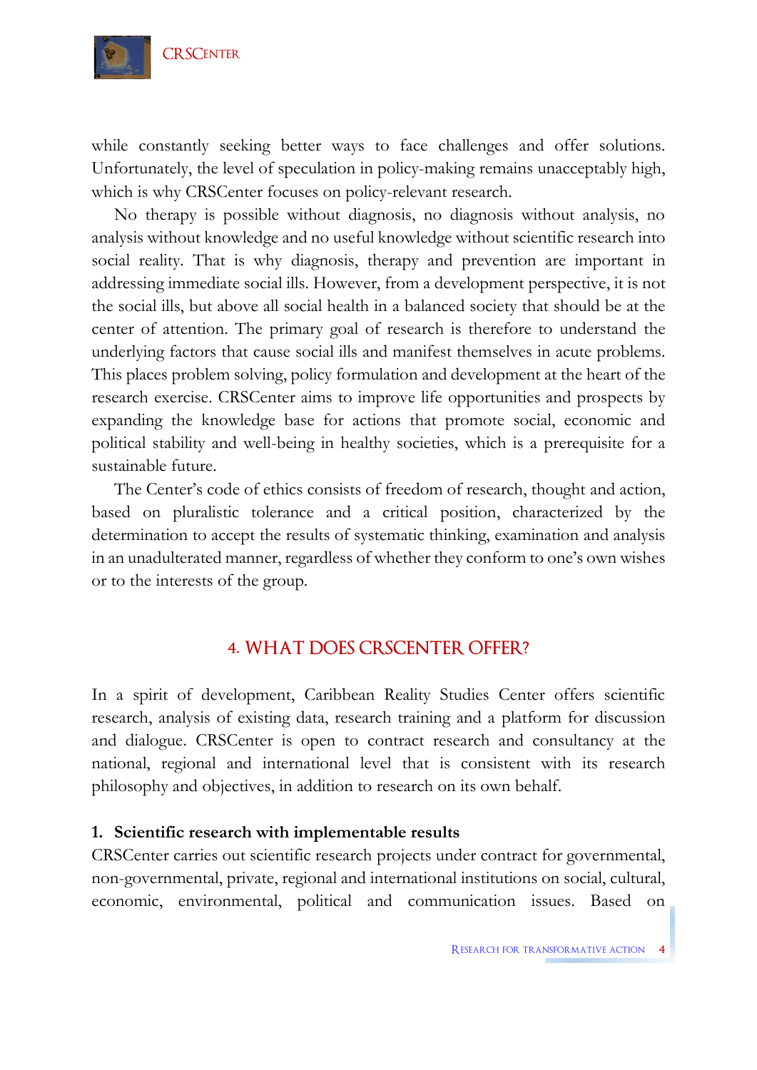while constantly seeking better ways to face challenges and offer solutions. Unfortunately, the level of speculation in policy-making remains unacceptably high, which is why CRSCenter focuses on policy-relevant research.

No therapy is possible without diagnosis, no diagnosis without analysis, no analysis without knowledge and no useful knowledge without scientific research into social reality. That is why diagnosis, therapy and prevention are important in addressing immediate social ills. However, from a development perspective, it is not the social ills, but above all social health in a balanced society that should be at the center of attention. The primary goal of research is therefore to understand the underlying factors that cause social ills and manifest themselves in acute problems. This places problem solving, policy formulation and development at the heart of the research exercise. CRSCenter aims to improve life opportunities and prospects by expanding the knowledge base for actions that promote social, economic and political stability and well-being in healthy societies, which is a prerequisite for a sustainable future.

The Center's code of ethics consists of freedom of research, thought and action, based on pluralistic tolerance and a critical position, characterized by the determination to accept the results of systematic thinking, examination and analysis in an unadulterated manner, regardless of whether they conform to one's own wishes or to the interests of the group.

## 4. WHAT DOES CRSCENTER OFFER?

In a spirit of development, Caribbean Reality Studies Center offers scientific research, analysis of existing data, research training and a platform for discussion and dialogue. CRSCenter is open to contract research and consultancy at the national, regional and international level that is consistent with its research philosophy and objectives, in addition to research on its own behalf.

### 1. Scientific research with implementable results

CRSCenter carries out scientific research projects under contract for governmental, non-governmental, private, regional and international institutions on social, cultural, economic, environmental, political and communication issues. Based on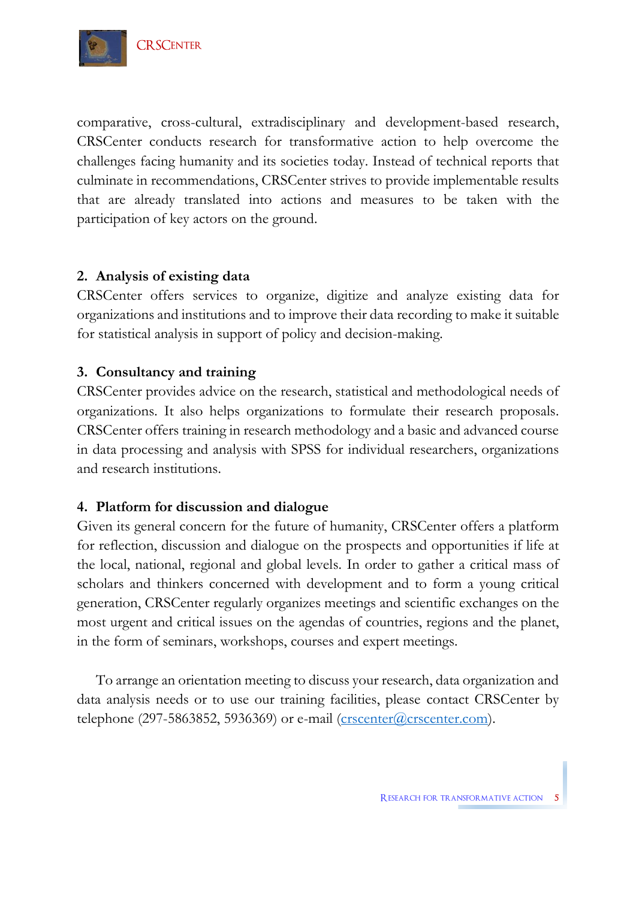comparative, cross-cultural, extradisciplinary and development-based research, CRSCenter conducts research for transformative action to help overcome the challenges facing humanity and its societies today. Instead of technical reports that culminate in recommendations, CRSCenter strives to provide implementable results that are already translated into actions and measures to be taken with the participation of key actors on the ground.

## 2. Analysis of existing data

CRSCenter offers services to organize, digitize and analyze existing data for organizations and institutions and to improve their data recording to make it suitable for statistical analysis in support of policy and decision-making.

## 3. Consultancy and training

CRSCenter provides advice on the research, statistical and methodological needs of organizations. It also helps organizations to formulate their research proposals. CRSCenter offers training in research methodology and a basic and advanced course in data processing and analysis with SPSS for individual researchers, organizations and research institutions.

## 4. Platform for discussion and dialogue

Given its general concern for the future of humanity, CRSCenter offers a platform for reflection, discussion and dialogue on the prospects and opportunities if life at the local, national, regional and global levels. In order to gather a critical mass of scholars and thinkers concerned with development and to form a young critical generation, CRSCenter regularly organizes meetings and scientific exchanges on the most urgent and critical issues on the agendas of countries, regions and the planet, in the form of seminars, workshops, courses and expert meetings.

To arrange an orientation meeting to discuss your research, data organization and data analysis needs or to use our training facilities, please contact CRSCenter by telephone (297-5863852, 5936369) or e-mail (crscenter@crscenter.com).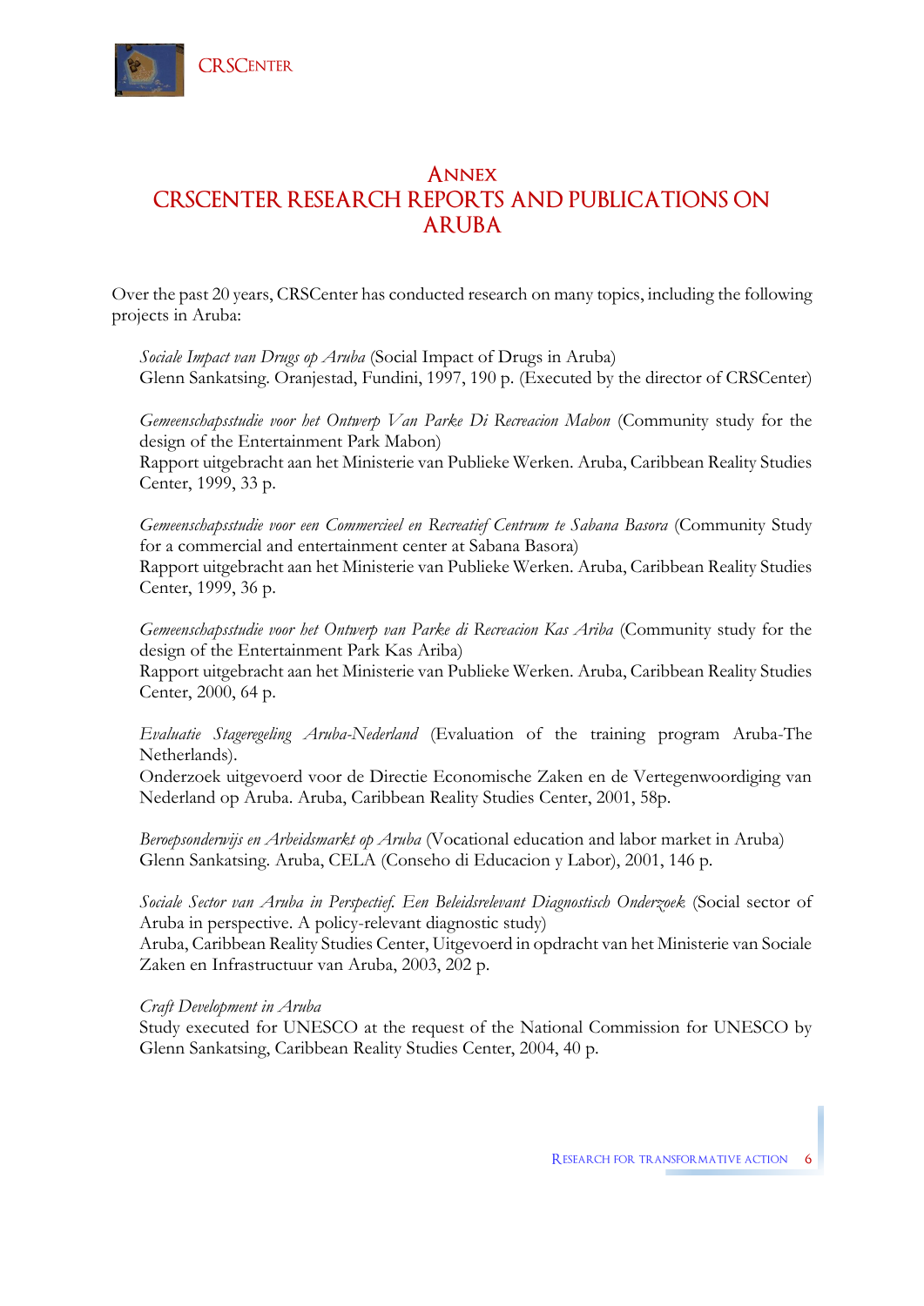# Annex
# CRSCENTER RESEARCH REPORTS AND PUBLICATIONS ON ARUBA

Over the past 20 years, CRSCenter has conducted research on many topics, including the following projects in Aruba:

*Sociale Impact van Drugs op Aruba* (Social Impact of Drugs in Aruba)
Glenn Sankatsing. Oranjestad, Fundini, 1997, 190 p. (Executed by the director of CRSCenter)

*Gemeenschapsstudie voor het Ontwerp Van Parke Di Recreacion Mabon* (Community study for the design of the Entertainment Park Mabon)
Rapport uitgebracht aan het Ministerie van Publieke Werken. Aruba, Caribbean Reality Studies Center, 1999, 33 p.

*Gemeenschapsstudie voor een Commercieel en Recreatief Centrum te Sabana Basora* (Community Study for a commercial and entertainment center at Sabana Basora)
Rapport uitgebracht aan het Ministerie van Publieke Werken. Aruba, Caribbean Reality Studies Center, 1999, 36 p.

*Gemeenschapsstudie voor het Ontwerp van Parke di Recreacion Kas Ariba* (Community study for the design of the Entertainment Park Kas Ariba)
Rapport uitgebracht aan het Ministerie van Publieke Werken. Aruba, Caribbean Reality Studies Center, 2000, 64 p.

*Evaluatie Stageregeling Aruba-Nederland* (Evaluation of the training program Aruba-The Netherlands).
Onderzoek uitgevoerd voor de Directie Economische Zaken en de Vertegenwoordiging van Nederland op Aruba. Aruba, Caribbean Reality Studies Center, 2001, 58p.

*Beroepsonderwijs en Arbeidsmarkt op Aruba* (Vocational education and labor market in Aruba)
Glenn Sankatsing. Aruba, CELA (Conseho di Educacion y Labor), 2001, 146 p.

*Sociale Sector van Aruba in Perspectief. Een Beleidsrelevant Diagnostisch Onderzoek* (Social sector of Aruba in perspective. A policy-relevant diagnostic study)
Aruba, Caribbean Reality Studies Center, Uitgevoerd in opdracht van het Ministerie van Sociale Zaken en Infrastructuur van Aruba, 2003, 202 p.

*Craft Development in Aruba*
Study executed for UNESCO at the request of the National Commission for UNESCO by Glenn Sankatsing, Caribbean Reality Studies Center, 2004, 40 p.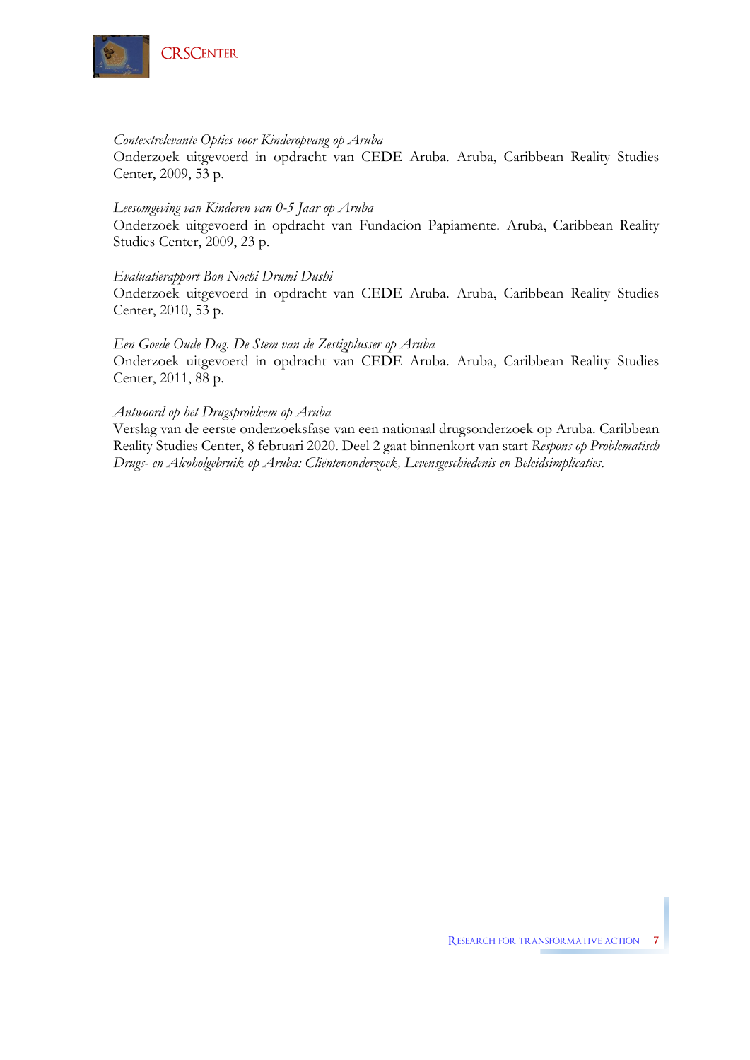*Contextrelevante Opties voor Kinderopvang op Aruba*
Onderzoek uitgevoerd in opdracht van CEDE Aruba. Aruba, Caribbean Reality Studies Center, 2009, 53 p.

*Leesomgeving van Kinderen van 0-5 Jaar op Aruba*
Onderzoek uitgevoerd in opdracht van Fundacion Papiamente. Aruba, Caribbean Reality Studies Center, 2009, 23 p.

*Evaluatierapport Bon Nochi Drumi Dushi*
Onderzoek uitgevoerd in opdracht van CEDE Aruba. Aruba, Caribbean Reality Studies Center, 2010, 53 p.

*Een Goede Oude Dag. De Stem van de Zestigplusser op Aruba*
Onderzoek uitgevoerd in opdracht van CEDE Aruba. Aruba, Caribbean Reality Studies Center, 2011, 88 p.

*Antwoord op het Drugsprobleem op Aruba*
Verslag van de eerste onderzoeksfase van een nationaal drugsonderzoek op Aruba. Caribbean Reality Studies Center, 8 februari 2020. Deel 2 gaat binnenkort van start *Respons op Problematisch Drugs- en Alcoholgebruik op Aruba: Cliëntenonderzoek, Levensgeschiedenis en Beleidsimplicaties.*